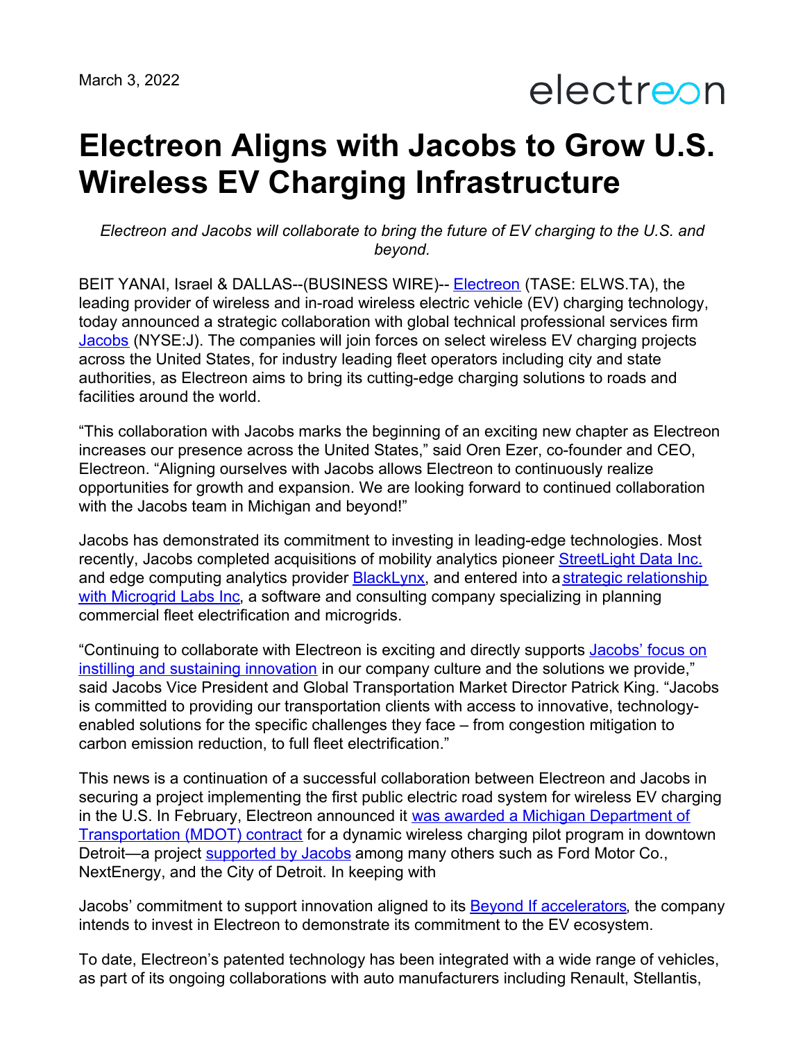March 3, 2022

electreon

# Electreon Aligns with Jacobs to Grow U.S. Wireless EV Charging Infrastructure

*Electreon and Jacobs will collaborate to bring the future of EV charging to the U.S. and beyond.*

BEIT YANAI, Israel & DALLAS--(BUSINESS WIRE)-- [Electreon](Electreon) (TASE: ELWS.TA), the leading provider of wireless and in-road wireless electric vehicle (EV) charging technology, today announced a strategic collaboration with global technical professional services firm [Jacobs](Jacobs) (NYSE:J). The companies will join forces on select wireless EV charging projects across the United States, for industry leading fleet operators including city and state authorities, as Electreon aims to bring its cutting-edge charging solutions to roads and facilities around the world.

"This collaboration with Jacobs marks the beginning of an exciting new chapter as Electreon increases our presence across the United States," said Oren Ezer, co-founder and CEO, Electreon. "Aligning ourselves with Jacobs allows Electreon to continuously realize opportunities for growth and expansion. We are looking forward to continued collaboration with the Jacobs team in Michigan and beyond!"

Jacobs has demonstrated its commitment to investing in leading-edge technologies. Most recently, Jacobs completed acquisitions of mobility analytics pioneer StreetLight Data Inc. and edge computing analytics provider BlackLynx, and entered into a strategic relationship with Microgrid Labs Inc, a software and consulting company specializing in planning commercial fleet electrification and microgrids.

"Continuing to collaborate with Electreon is exciting and directly supports Jacobs' focus on instilling and sustaining innovation in our company culture and the solutions we provide," said Jacobs Vice President and Global Transportation Market Director Patrick King. "Jacobs is committed to providing our transportation clients with access to innovative, technology-enabled solutions for the specific challenges they face – from congestion mitigation to carbon emission reduction, to full fleet electrification."

This news is a continuation of a successful collaboration between Electreon and Jacobs in securing a project implementing the first public electric road system for wireless EV charging in the U.S. In February, Electreon announced it was awarded a Michigan Department of Transportation (MDOT) contract for a dynamic wireless charging pilot program in downtown Detroit—a project supported by Jacobs among many others such as Ford Motor Co., NextEnergy, and the City of Detroit. In keeping with

Jacobs' commitment to support innovation aligned to its Beyond If accelerators, the company intends to invest in Electreon to demonstrate its commitment to the EV ecosystem.

To date, Electreon's patented technology has been integrated with a wide range of vehicles, as part of its ongoing collaborations with auto manufacturers including Renault, Stellantis,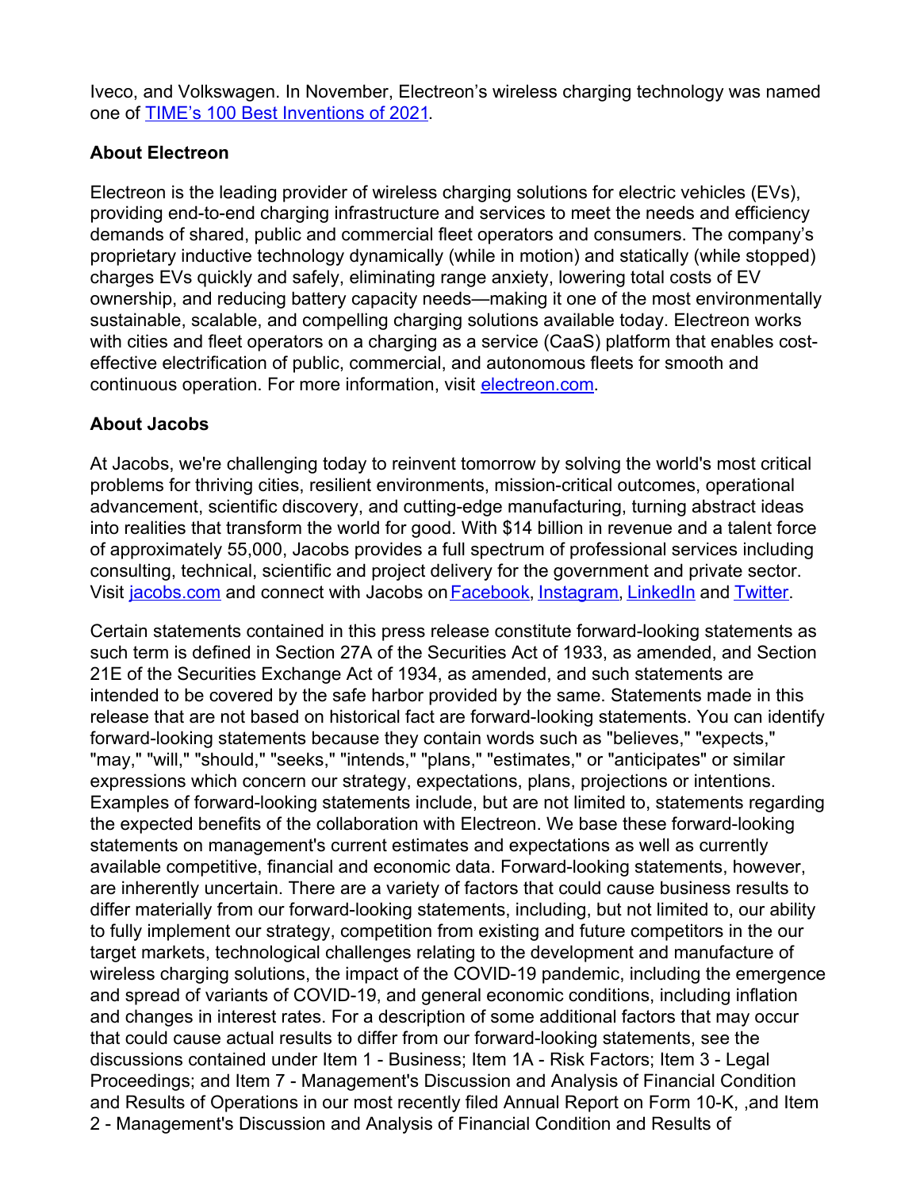Iveco, and Volkswagen. In November, Electreon's wireless charging technology was named one of [TIME's 100 Best Inventions of 2021](#).

**About Electreon**

Electreon is the leading provider of wireless charging solutions for electric vehicles (EVs), providing end-to-end charging infrastructure and services to meet the needs and efficiency demands of shared, public and commercial fleet operators and consumers. The company's proprietary inductive technology dynamically (while in motion) and statically (while stopped) charges EVs quickly and safely, eliminating range anxiety, lowering total costs of EV ownership, and reducing battery capacity needs—making it one of the most environmentally sustainable, scalable, and compelling charging solutions available today. Electreon works with cities and fleet operators on a charging as a service (CaaS) platform that enables cost-effective electrification of public, commercial, and autonomous fleets for smooth and continuous operation. For more information, visit [electreon.com](#).

**About Jacobs**

At Jacobs, we're challenging today to reinvent tomorrow by solving the world's most critical problems for thriving cities, resilient environments, mission-critical outcomes, operational advancement, scientific discovery, and cutting-edge manufacturing, turning abstract ideas into realities that transform the world for good. With $14 billion in revenue and a talent force of approximately 55,000, Jacobs provides a full spectrum of professional services including consulting, technical, scientific and project delivery for the government and private sector. Visit [jacobs.com](#) and connect with Jacobs on [Facebook](#), [Instagram](#), [LinkedIn](#) and [Twitter](#).

Certain statements contained in this press release constitute forward-looking statements as such term is defined in Section 27A of the Securities Act of 1933, as amended, and Section 21E of the Securities Exchange Act of 1934, as amended, and such statements are intended to be covered by the safe harbor provided by the same. Statements made in this release that are not based on historical fact are forward-looking statements. You can identify forward-looking statements because they contain words such as "believes," "expects," "may," "will," "should," "seeks," "intends," "plans," "estimates," or "anticipates" or similar expressions which concern our strategy, expectations, plans, projections or intentions. Examples of forward-looking statements include, but are not limited to, statements regarding the expected benefits of the collaboration with Electreon. We base these forward-looking statements on management's current estimates and expectations as well as currently available competitive, financial and economic data. Forward-looking statements, however, are inherently uncertain. There are a variety of factors that could cause business results to differ materially from our forward-looking statements, including, but not limited to, our ability to fully implement our strategy, competition from existing and future competitors in the our target markets, technological challenges relating to the development and manufacture of wireless charging solutions, the impact of the COVID-19 pandemic, including the emergence and spread of variants of COVID-19, and general economic conditions, including inflation and changes in interest rates. For a description of some additional factors that may occur that could cause actual results to differ from our forward-looking statements, see the discussions contained under Item 1 - Business; Item 1A - Risk Factors; Item 3 - Legal Proceedings; and Item 7 - Management's Discussion and Analysis of Financial Condition and Results of Operations in our most recently filed Annual Report on Form 10-K, ,and Item 2 - Management's Discussion and Analysis of Financial Condition and Results of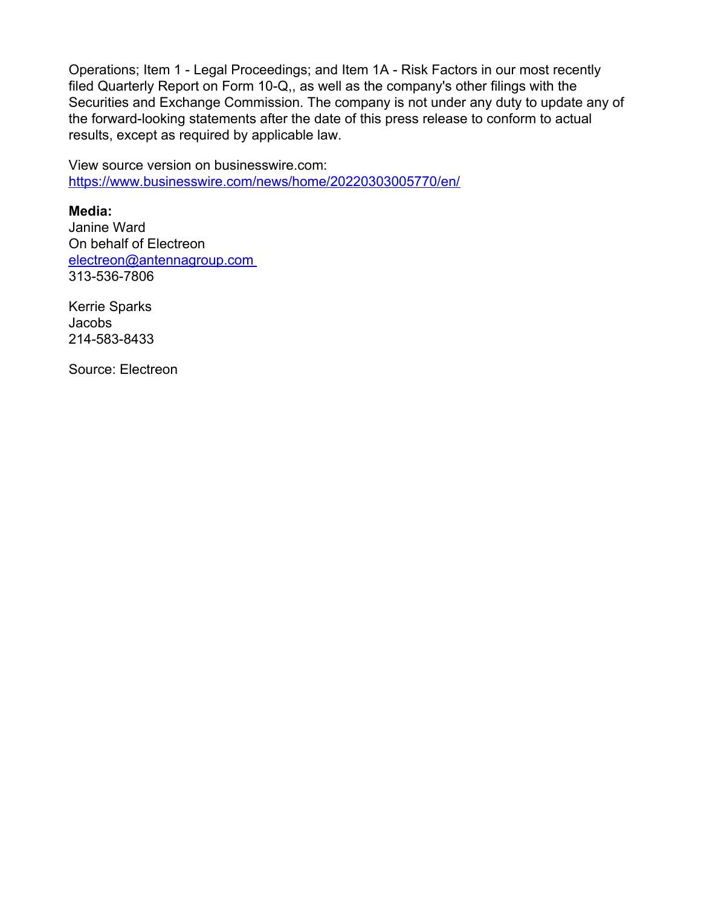Operations; Item 1 - Legal Proceedings; and Item 1A - Risk Factors in our most recently filed Quarterly Report on Form 10-Q,, as well as the company's other filings with the Securities and Exchange Commission. The company is not under any duty to update any of the forward-looking statements after the date of this press release to conform to actual results, except as required by applicable law.

View source version on businesswire.com:
https://www.businesswire.com/news/home/20220303005770/en/

**Media:**
Janine Ward
On behalf of Electreon
electreon@antennagroup.com
313-536-7806

Kerrie Sparks
Jacobs
214-583-8433

Source: Electreon